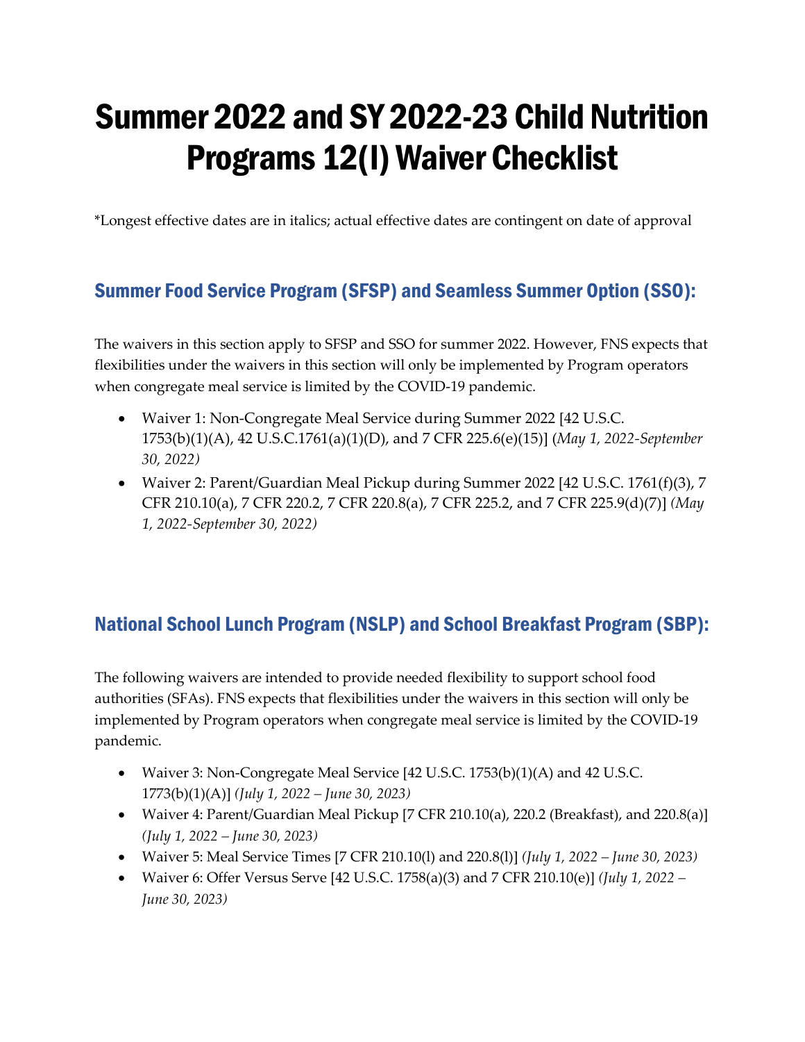# Summer 2022 and SY 2022-23 Child Nutrition Programs 12(l) Waiver Checklist

*Longest effective dates are in italics; actual effective dates are contingent on date of approval

## Summer Food Service Program (SFSP) and Seamless Summer Option (SSO):

The waivers in this section apply to SFSP and SSO for summer 2022. However, FNS expects that flexibilities under the waivers in this section will only be implemented by Program operators when congregate meal service is limited by the COVID-19 pandemic.

- Waiver 1: Non-Congregate Meal Service during Summer 2022 [42 U.S.C. 1753(b)(1)(A), 42 U.S.C.1761(a)(1)(D), and 7 CFR 225.6(e)(15)] (*May 1, 2022-September 30, 2022)*
- Waiver 2: Parent/Guardian Meal Pickup during Summer 2022 [42 U.S.C. 1761(f)(3), 7 CFR 210.10(a), 7 CFR 220.2, 7 CFR 220.8(a), 7 CFR 225.2, and 7 CFR 225.9(d)(7)] *(May 1, 2022-September 30, 2022)*

## National School Lunch Program (NSLP) and School Breakfast Program (SBP):

The following waivers are intended to provide needed flexibility to support school food authorities (SFAs). FNS expects that flexibilities under the waivers in this section will only be implemented by Program operators when congregate meal service is limited by the COVID-19 pandemic.

- Waiver 3: Non-Congregate Meal Service [42 U.S.C. 1753(b)(1)(A) and 42 U.S.C. 1773(b)(1)(A)] *(July 1, 2022 – June 30, 2023)*
- Waiver 4: Parent/Guardian Meal Pickup [7 CFR 210.10(a), 220.2 (Breakfast), and 220.8(a)] *(July 1, 2022 – June 30, 2023)*
- Waiver 5: Meal Service Times [7 CFR 210.10(l) and 220.8(l)] *(July 1, 2022 – June 30, 2023)*
- Waiver 6: Offer Versus Serve [42 U.S.C. 1758(a)(3) and 7 CFR 210.10(e)] *(July 1, 2022 – June 30, 2023)*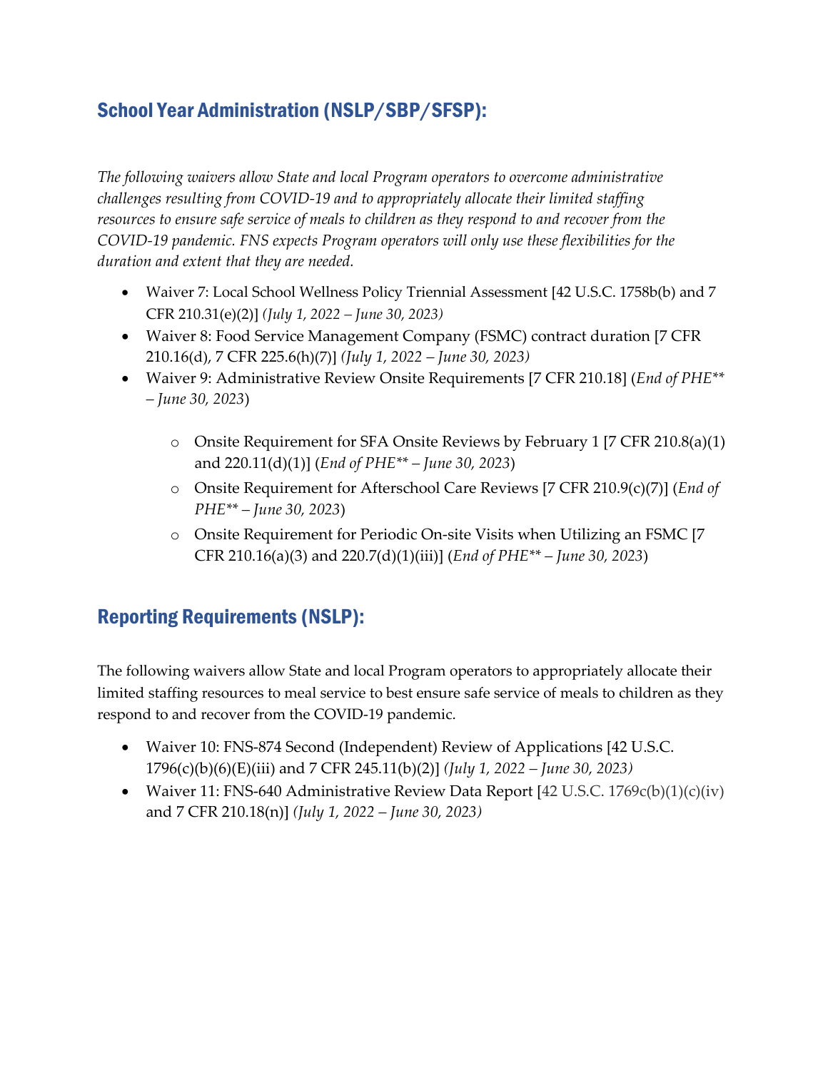## School Year Administration (NSLP/SBP/SFSP):

*The following waivers allow State and local Program operators to overcome administrative challenges resulting from COVID-19 and to appropriately allocate their limited staffing resources to ensure safe service of meals to children as they respond to and recover from the COVID-19 pandemic. FNS expects Program operators will only use these flexibilities for the duration and extent that they are needed.*

- Waiver 7: Local School Wellness Policy Triennial Assessment [42 U.S.C. 1758b(b) and 7 CFR 210.31(e)(2)] *(July 1, 2022 – June 30, 2023)*
- Waiver 8: Food Service Management Company (FSMC) contract duration [7 CFR 210.16(d), 7 CFR 225.6(h)(7)] *(July 1, 2022 – June 30, 2023)*
- Waiver 9: Administrative Review Onsite Requirements [7 CFR 210.18] (*End of PHE** – June 30, 2023*)
    - Onsite Requirement for SFA Onsite Reviews by February 1 [7 CFR 210.8(a)(1) and 220.11(d)(1)] (*End of PHE** – June 30, 2023*)
    - Onsite Requirement for Afterschool Care Reviews [7 CFR 210.9(c)(7)] (*End of PHE** – June 30, 2023*)
    - Onsite Requirement for Periodic On-site Visits when Utilizing an FSMC [7 CFR 210.16(a)(3) and 220.7(d)(1)(iii)] (*End of PHE** – June 30, 2023*)

## Reporting Requirements (NSLP):

The following waivers allow State and local Program operators to appropriately allocate their limited staffing resources to meal service to best ensure safe service of meals to children as they respond to and recover from the COVID-19 pandemic.

- Waiver 10: FNS-874 Second (Independent) Review of Applications [42 U.S.C. 1796(c)(b)(6)(E)(iii) and 7 CFR 245.11(b)(2)] *(July 1, 2022 – June 30, 2023)*
- Waiver 11: FNS-640 Administrative Review Data Report [42 U.S.C. 1769c(b)(1)(c)(iv) and 7 CFR 210.18(n)] *(July 1, 2022 – June 30, 2023)*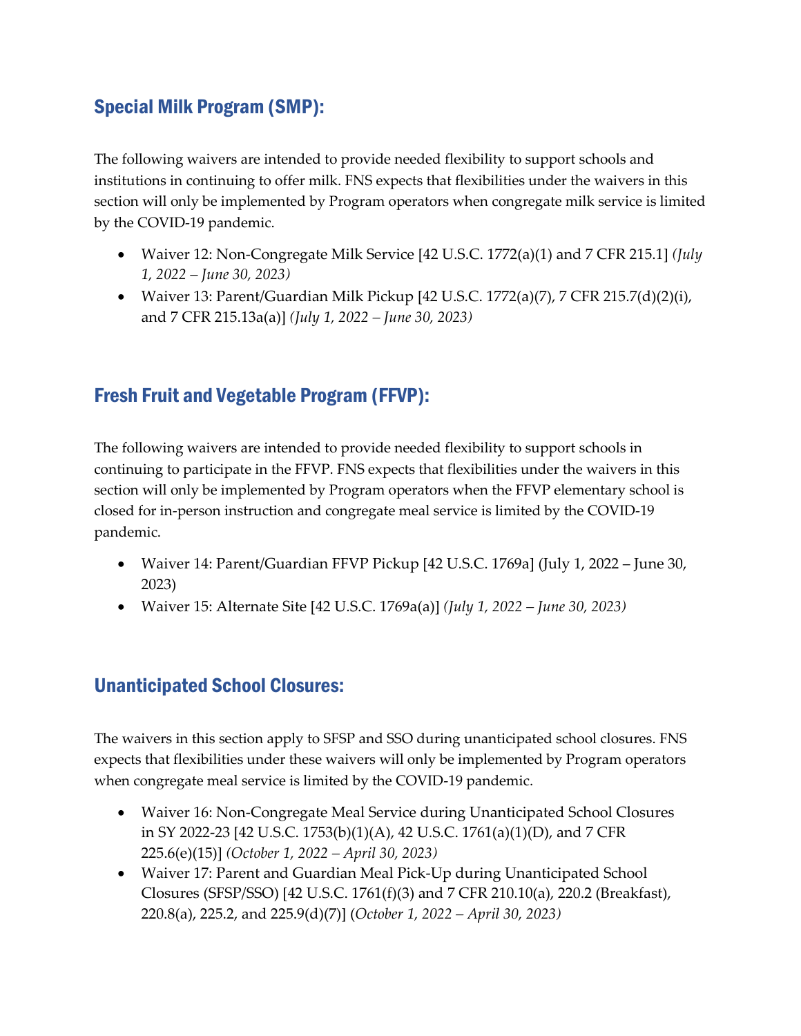## Special Milk Program (SMP):

The following waivers are intended to provide needed flexibility to support schools and institutions in continuing to offer milk. FNS expects that flexibilities under the waivers in this section will only be implemented by Program operators when congregate milk service is limited by the COVID-19 pandemic.

- Waiver 12: Non-Congregate Milk Service [42 U.S.C. 1772(a)(1) and 7 CFR 215.1] *(July 1, 2022 – June 30, 2023)*
- Waiver 13: Parent/Guardian Milk Pickup [42 U.S.C. 1772(a)(7), 7 CFR 215.7(d)(2)(i), and 7 CFR 215.13a(a)] *(July 1, 2022 – June 30, 2023)*

## Fresh Fruit and Vegetable Program (FFVP):

The following waivers are intended to provide needed flexibility to support schools in continuing to participate in the FFVP. FNS expects that flexibilities under the waivers in this section will only be implemented by Program operators when the FFVP elementary school is closed for in-person instruction and congregate meal service is limited by the COVID-19 pandemic.

- Waiver 14: Parent/Guardian FFVP Pickup [42 U.S.C. 1769a] (July 1, 2022 – June 30, 2023)
- Waiver 15: Alternate Site [42 U.S.C. 1769a(a)] *(July 1, 2022 – June 30, 2023)*

## Unanticipated School Closures:

The waivers in this section apply to SFSP and SSO during unanticipated school closures. FNS expects that flexibilities under these waivers will only be implemented by Program operators when congregate meal service is limited by the COVID-19 pandemic.

- Waiver 16: Non-Congregate Meal Service during Unanticipated School Closures in SY 2022-23 [42 U.S.C. 1753(b)(1)(A), 42 U.S.C. 1761(a)(1)(D), and 7 CFR 225.6(e)(15)] *(October 1, 2022 – April 30, 2023)*
- Waiver 17: Parent and Guardian Meal Pick-Up during Unanticipated School Closures (SFSP/SSO) [42 U.S.C. 1761(f)(3) and 7 CFR 210.10(a), 220.2 (Breakfast), 220.8(a), 225.2, and 225.9(d)(7)] (*October 1, 2022 – April 30, 2023)*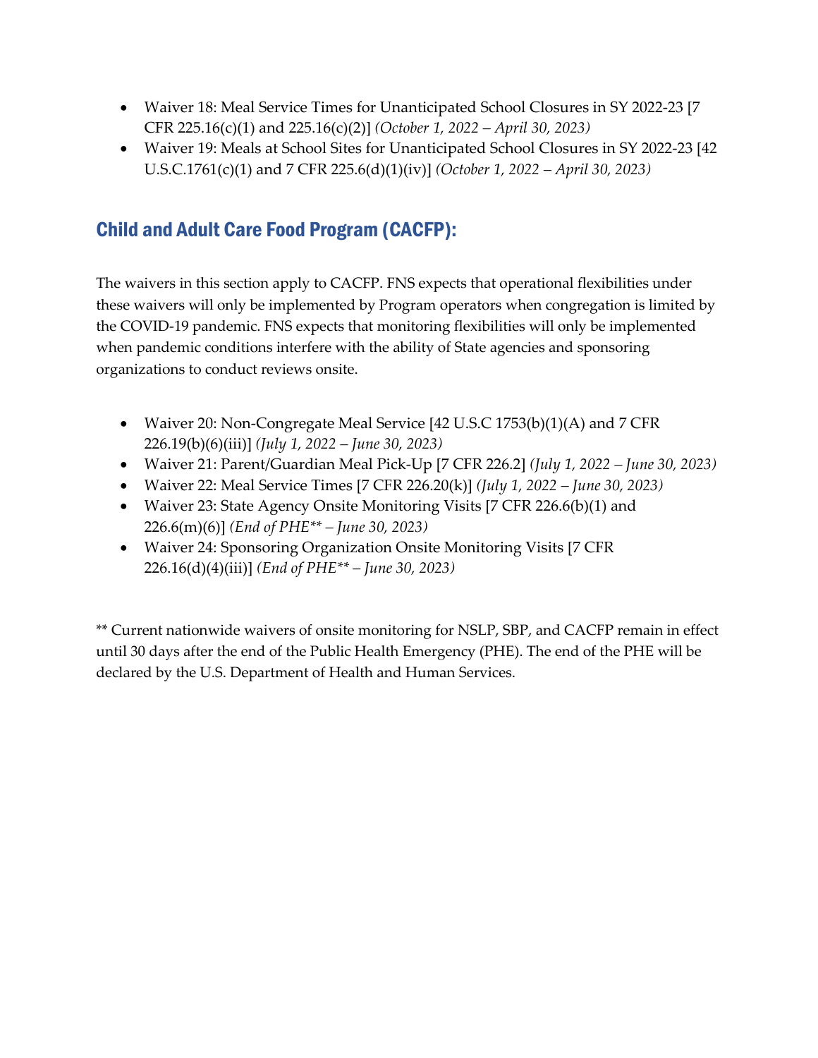- Waiver 18: Meal Service Times for Unanticipated School Closures in SY 2022-23 [7 CFR 225.16(c)(1) and 225.16(c)(2)] *(October 1, 2022 – April 30, 2023)*
- Waiver 19: Meals at School Sites for Unanticipated School Closures in SY 2022-23 [42 U.S.C.1761(c)(1) and 7 CFR 225.6(d)(1)(iv)] *(October 1, 2022 – April 30, 2023)*

## Child and Adult Care Food Program (CACFP):

The waivers in this section apply to CACFP. FNS expects that operational flexibilities under these waivers will only be implemented by Program operators when congregation is limited by the COVID-19 pandemic. FNS expects that monitoring flexibilities will only be implemented when pandemic conditions interfere with the ability of State agencies and sponsoring organizations to conduct reviews onsite.

- Waiver 20: Non-Congregate Meal Service [42 U.S.C 1753(b)(1)(A) and 7 CFR 226.19(b)(6)(iii)] *(July 1, 2022 – June 30, 2023)*
- Waiver 21: Parent/Guardian Meal Pick-Up [7 CFR 226.2] *(July 1, 2022 – June 30, 2023)*
- Waiver 22: Meal Service Times [7 CFR 226.20(k)] *(July 1, 2022 – June 30, 2023)*
- Waiver 23: State Agency Onsite Monitoring Visits [7 CFR 226.6(b)(1) and 226.6(m)(6)] *(End of PHE** – June 30, 2023)*
- Waiver 24: Sponsoring Organization Onsite Monitoring Visits [7 CFR 226.16(d)(4)(iii)] *(End of PHE** – June 30, 2023)*

** Current nationwide waivers of onsite monitoring for NSLP, SBP, and CACFP remain in effect until 30 days after the end of the Public Health Emergency (PHE). The end of the PHE will be declared by the U.S. Department of Health and Human Services.